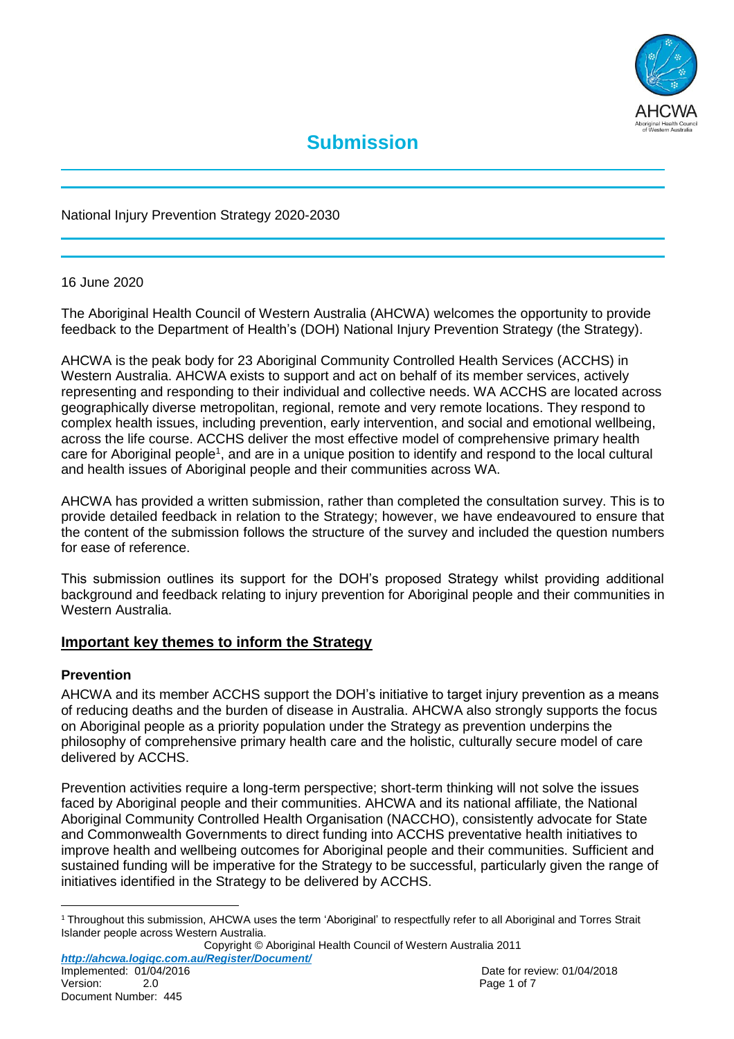# Submission

National Injury Prevention Strategy 2020-2030

16 June 2020

The Aboriginal Health Council of Western Australia (AHCWA) welcomes the opportunity to provide feedback to the Department of Health's (DOH) National Injury Prevention Strategy (the Strategy).

AHCWA is the peak body for 23 Aboriginal Community Controlled Health Services (ACCHS) in Western Australia. AHCWA exists to support and act on behalf of its member services, actively representing and responding to their individual and collective needs. WA ACCHS are located across geographically diverse metropolitan, regional, remote and very remote locations. They respond to complex health issues, including prevention, early intervention, and social and emotional wellbeing, across the life course. ACCHS deliver the most effective model of comprehensive primary health care for Aboriginal people[1], and are in a unique position to identify and respond to the local cultural and health issues of Aboriginal people and their communities across WA.

AHCWA has provided a written submission, rather than completed the consultation survey. This is to provide detailed feedback in relation to the Strategy; however, we have endeavoured to ensure that the content of the submission follows the structure of the survey and included the question numbers for ease of reference.

This submission outlines its support for the DOH's proposed Strategy whilst providing additional background and feedback relating to injury prevention for Aboriginal people and their communities in Western Australia.

## Important key themes to inform the Strategy

### Prevention

AHCWA and its member ACCHS support the DOH's initiative to target injury prevention as a means of reducing deaths and the burden of disease in Australia. AHCWA also strongly supports the focus on Aboriginal people as a priority population under the Strategy as prevention underpins the philosophy of comprehensive primary health care and the holistic, culturally secure model of care delivered by ACCHS.

Prevention activities require a long-term perspective; short-term thinking will not solve the issues faced by Aboriginal people and their communities. AHCWA and its national affiliate, the National Aboriginal Community Controlled Health Organisation (NACCHO), consistently advocate for State and Commonwealth Governments to direct funding into ACCHS preventative health initiatives to improve health and wellbeing outcomes for Aboriginal people and their communities. Sufficient and sustained funding will be imperative for the Strategy to be successful, particularly given the range of initiatives identified in the Strategy to be delivered by ACCHS.

[1] Throughout this submission, AHCWA uses the term 'Aboriginal' to respectfully refer to all Aboriginal and Torres Strait Islander people across Western Australia.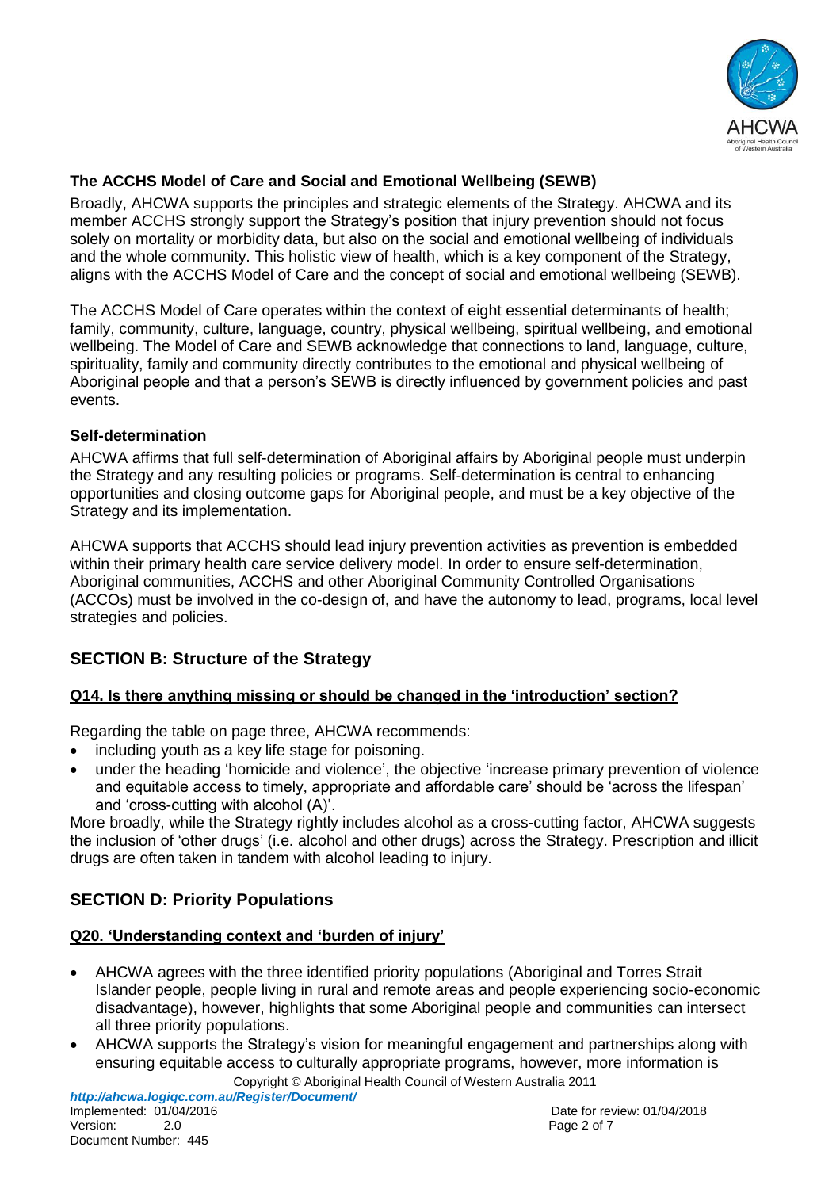### The ACCHS Model of Care and Social and Emotional Wellbeing (SEWB)

Broadly, AHCWA supports the principles and strategic elements of the Strategy. AHCWA and its member ACCHS strongly support the Strategy's position that injury prevention should not focus solely on mortality or morbidity data, but also on the social and emotional wellbeing of individuals and the whole community. This holistic view of health, which is a key component of the Strategy, aligns with the ACCHS Model of Care and the concept of social and emotional wellbeing (SEWB).

The ACCHS Model of Care operates within the context of eight essential determinants of health; family, community, culture, language, country, physical wellbeing, spiritual wellbeing, and emotional wellbeing. The Model of Care and SEWB acknowledge that connections to land, language, culture, spirituality, family and community directly contributes to the emotional and physical wellbeing of Aboriginal people and that a person's SEWB is directly influenced by government policies and past events.

### Self-determination

AHCWA affirms that full self-determination of Aboriginal affairs by Aboriginal people must underpin the Strategy and any resulting policies or programs. Self-determination is central to enhancing opportunities and closing outcome gaps for Aboriginal people, and must be a key objective of the Strategy and its implementation.

AHCWA supports that ACCHS should lead injury prevention activities as prevention is embedded within their primary health care service delivery model. In order to ensure self-determination, Aboriginal communities, ACCHS and other Aboriginal Community Controlled Organisations (ACCOs) must be involved in the co-design of, and have the autonomy to lead, programs, local level strategies and policies.

## SECTION B: Structure of the Strategy

### Q14. Is there anything missing or should be changed in the 'introduction' section?

Regarding the table on page three, AHCWA recommends:

- including youth as a key life stage for poisoning.
- under the heading 'homicide and violence', the objective 'increase primary prevention of violence and equitable access to timely, appropriate and affordable care' should be 'across the lifespan' and 'cross-cutting with alcohol (A)'.

More broadly, while the Strategy rightly includes alcohol as a cross-cutting factor, AHCWA suggests the inclusion of 'other drugs' (i.e. alcohol and other drugs) across the Strategy. Prescription and illicit drugs are often taken in tandem with alcohol leading to injury.

## SECTION D: Priority Populations

### Q20. 'Understanding context and 'burden of injury'

- AHCWA agrees with the three identified priority populations (Aboriginal and Torres Strait Islander people, people living in rural and remote areas and people experiencing socio-economic disadvantage), however, highlights that some Aboriginal people and communities can intersect all three priority populations.
- AHCWA supports the Strategy's vision for meaningful engagement and partnerships along with ensuring equitable access to culturally appropriate programs, however, more information is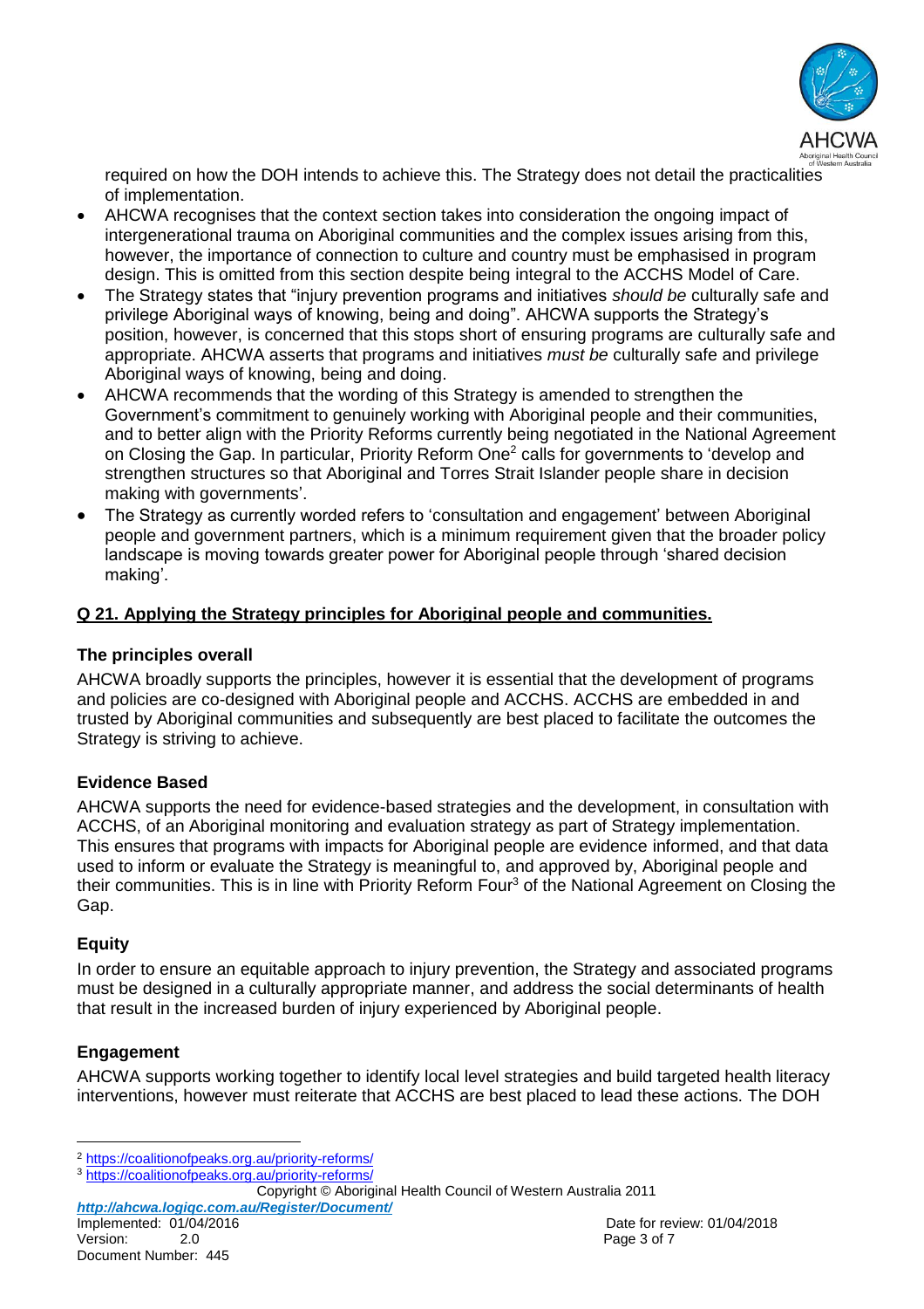required on how the DOH intends to achieve this. The Strategy does not detail the practicalities of implementation.

- AHCWA recognises that the context section takes into consideration the ongoing impact of intergenerational trauma on Aboriginal communities and the complex issues arising from this, however, the importance of connection to culture and country must be emphasised in program design. This is omitted from this section despite being integral to the ACCHS Model of Care.
- The Strategy states that "injury prevention programs and initiatives *should be* culturally safe and privilege Aboriginal ways of knowing, being and doing". AHCWA supports the Strategy's position, however, is concerned that this stops short of ensuring programs are culturally safe and appropriate. AHCWA asserts that programs and initiatives *must be* culturally safe and privilege Aboriginal ways of knowing, being and doing.
- AHCWA recommends that the wording of this Strategy is amended to strengthen the Government's commitment to genuinely working with Aboriginal people and their communities, and to better align with the Priority Reforms currently being negotiated in the National Agreement on Closing the Gap. In particular, Priority Reform One[2] calls for governments to 'develop and strengthen structures so that Aboriginal and Torres Strait Islander people share in decision making with governments'.
- The Strategy as currently worded refers to 'consultation and engagement' between Aboriginal people and government partners, which is a minimum requirement given that the broader policy landscape is moving towards greater power for Aboriginal people through 'shared decision making'.

**Q 21. Applying the Strategy principles for Aboriginal people and communities.**

### The principles overall

AHCWA broadly supports the principles, however it is essential that the development of programs and policies are co-designed with Aboriginal people and ACCHS. ACCHS are embedded in and trusted by Aboriginal communities and subsequently are best placed to facilitate the outcomes the Strategy is striving to achieve.

### Evidence Based

AHCWA supports the need for evidence-based strategies and the development, in consultation with ACCHS, of an Aboriginal monitoring and evaluation strategy as part of Strategy implementation. This ensures that programs with impacts for Aboriginal people are evidence informed, and that data used to inform or evaluate the Strategy is meaningful to, and approved by, Aboriginal people and their communities. This is in line with Priority Reform Four[3] of the National Agreement on Closing the Gap.

### Equity

In order to ensure an equitable approach to injury prevention, the Strategy and associated programs must be designed in a culturally appropriate manner, and address the social determinants of health that result in the increased burden of injury experienced by Aboriginal people.

### Engagement

AHCWA supports working together to identify local level strategies and build targeted health literacy interventions, however must reiterate that ACCHS are best placed to lead these actions. The DOH

---

[2] https://coalitionofpeaks.org.au/priority-reforms/

[3] https://coalitionofpeaks.org.au/priority-reforms/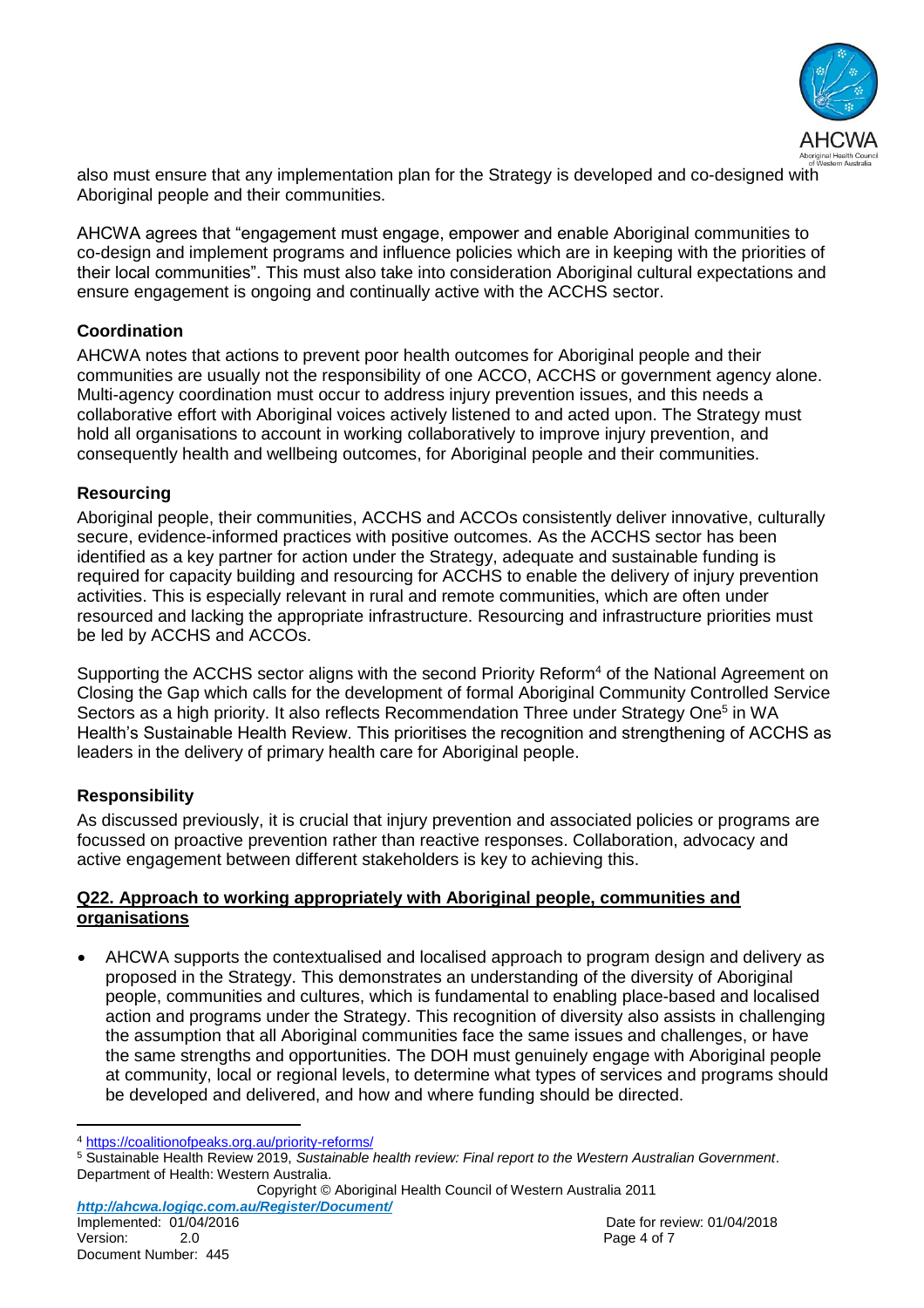also must ensure that any implementation plan for the Strategy is developed and co-designed with Aboriginal people and their communities.

AHCWA agrees that "engagement must engage, empower and enable Aboriginal communities to co-design and implement programs and influence policies which are in keeping with the priorities of their local communities". This must also take into consideration Aboriginal cultural expectations and ensure engagement is ongoing and continually active with the ACCHS sector.

**Coordination**

AHCWA notes that actions to prevent poor health outcomes for Aboriginal people and their communities are usually not the responsibility of one ACCO, ACCHS or government agency alone. Multi-agency coordination must occur to address injury prevention issues, and this needs a collaborative effort with Aboriginal voices actively listened to and acted upon. The Strategy must hold all organisations to account in working collaboratively to improve injury prevention, and consequently health and wellbeing outcomes, for Aboriginal people and their communities.

**Resourcing**

Aboriginal people, their communities, ACCHS and ACCOs consistently deliver innovative, culturally secure, evidence-informed practices with positive outcomes. As the ACCHS sector has been identified as a key partner for action under the Strategy, adequate and sustainable funding is required for capacity building and resourcing for ACCHS to enable the delivery of injury prevention activities. This is especially relevant in rural and remote communities, which are often under resourced and lacking the appropriate infrastructure. Resourcing and infrastructure priorities must be led by ACCHS and ACCOs.

Supporting the ACCHS sector aligns with the second Priority Reform[4] of the National Agreement on Closing the Gap which calls for the development of formal Aboriginal Community Controlled Service Sectors as a high priority. It also reflects Recommendation Three under Strategy One[5] in WA Health's Sustainable Health Review. This prioritises the recognition and strengthening of ACCHS as leaders in the delivery of primary health care for Aboriginal people.

**Responsibility**

As discussed previously, it is crucial that injury prevention and associated policies or programs are focussed on proactive prevention rather than reactive responses. Collaboration, advocacy and active engagement between different stakeholders is key to achieving this.

**Q22. Approach to working appropriately with Aboriginal people, communities and organisations**

- AHCWA supports the contextualised and localised approach to program design and delivery as proposed in the Strategy. This demonstrates an understanding of the diversity of Aboriginal people, communities and cultures, which is fundamental to enabling place-based and localised action and programs under the Strategy. This recognition of diversity also assists in challenging the assumption that all Aboriginal communities face the same issues and challenges, or have the same strengths and opportunities. The DOH must genuinely engage with Aboriginal people at community, local or regional levels, to determine what types of services and programs should be developed and delivered, and how and where funding should be directed.

---

[4] https://coalitionofpeaks.org.au/priority-reforms/

[5] Sustainable Health Review 2019, *Sustainable health review: Final report to the Western Australian Government*. Department of Health: Western Australia.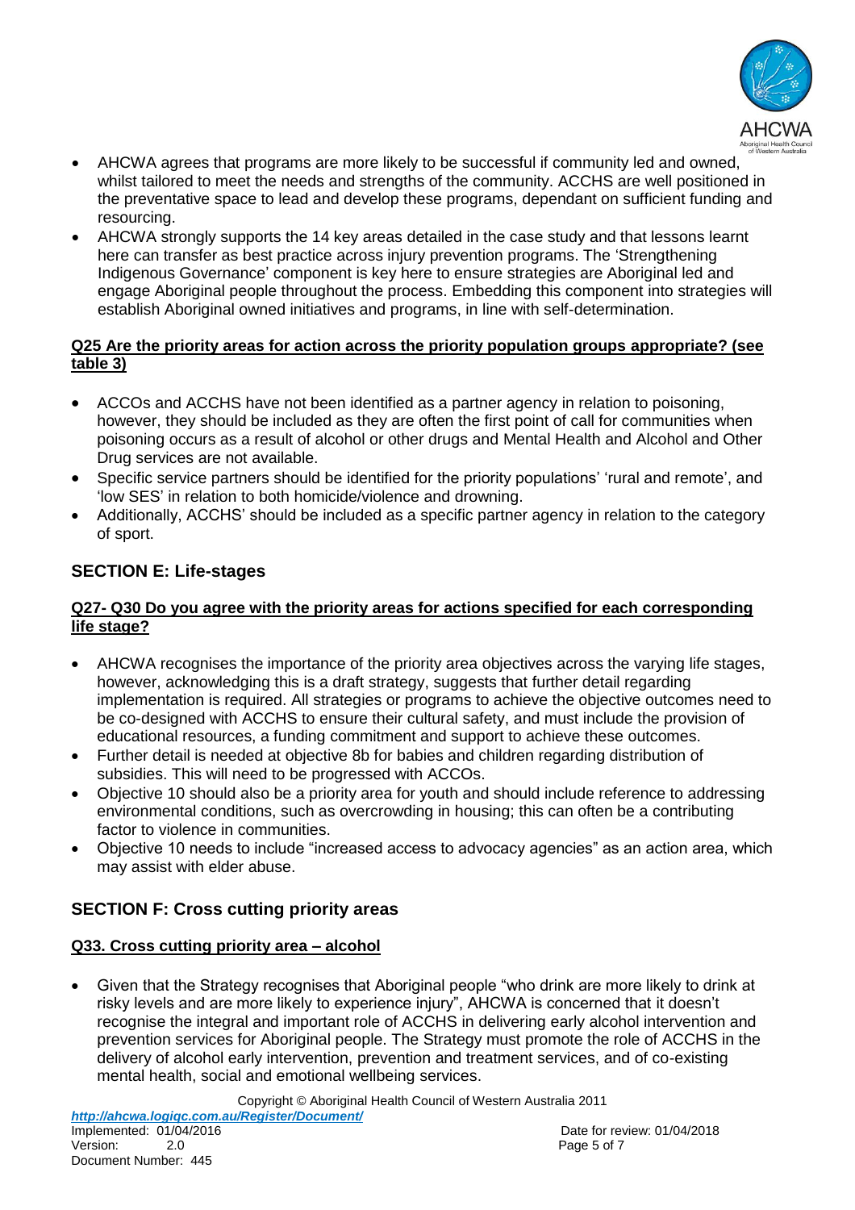- AHCWA agrees that programs are more likely to be successful if community led and owned, whilst tailored to meet the needs and strengths of the community. ACCHS are well positioned in the preventative space to lead and develop these programs, dependant on sufficient funding and resourcing.
- AHCWA strongly supports the 14 key areas detailed in the case study and that lessons learnt here can transfer as best practice across injury prevention programs. The 'Strengthening Indigenous Governance' component is key here to ensure strategies are Aboriginal led and engage Aboriginal people throughout the process. Embedding this component into strategies will establish Aboriginal owned initiatives and programs, in line with self-determination.

**Q25 Are the priority areas for action across the priority population groups appropriate? (see table 3)**

- ACCOs and ACCHS have not been identified as a partner agency in relation to poisoning, however, they should be included as they are often the first point of call for communities when poisoning occurs as a result of alcohol or other drugs and Mental Health and Alcohol and Other Drug services are not available.
- Specific service partners should be identified for the priority populations' 'rural and remote', and 'low SES' in relation to both homicide/violence and drowning.
- Additionally, ACCHS' should be included as a specific partner agency in relation to the category of sport.

## SECTION E: Life-stages

**Q27- Q30 Do you agree with the priority areas for actions specified for each corresponding life stage?**

- AHCWA recognises the importance of the priority area objectives across the varying life stages, however, acknowledging this is a draft strategy, suggests that further detail regarding implementation is required. All strategies or programs to achieve the objective outcomes need to be co-designed with ACCHS to ensure their cultural safety, and must include the provision of educational resources, a funding commitment and support to achieve these outcomes.
- Further detail is needed at objective 8b for babies and children regarding distribution of subsidies. This will need to be progressed with ACCOs.
- Objective 10 should also be a priority area for youth and should include reference to addressing environmental conditions, such as overcrowding in housing; this can often be a contributing factor to violence in communities.
- Objective 10 needs to include "increased access to advocacy agencies" as an action area, which may assist with elder abuse.

## SECTION F: Cross cutting priority areas

**Q33. Cross cutting priority area – alcohol**

- Given that the Strategy recognises that Aboriginal people "who drink are more likely to drink at risky levels and are more likely to experience injury", AHCWA is concerned that it doesn't recognise the integral and important role of ACCHS in delivering early alcohol intervention and prevention services for Aboriginal people. The Strategy must promote the role of ACCHS in the delivery of alcohol early intervention, prevention and treatment services, and of co-existing mental health, social and emotional wellbeing services.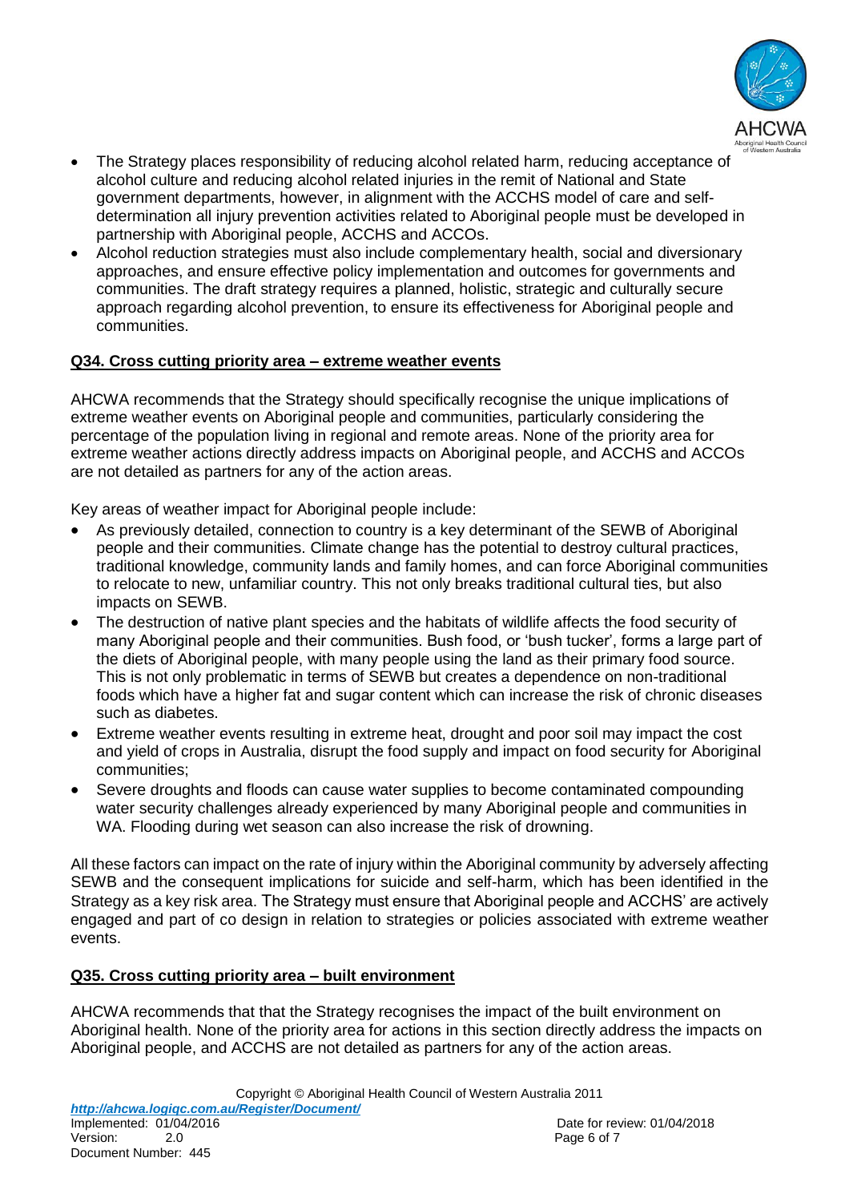- The Strategy places responsibility of reducing alcohol related harm, reducing acceptance of alcohol culture and reducing alcohol related injuries in the remit of National and State government departments, however, in alignment with the ACCHS model of care and self-determination all injury prevention activities related to Aboriginal people must be developed in partnership with Aboriginal people, ACCHS and ACCOs.
- Alcohol reduction strategies must also include complementary health, social and diversionary approaches, and ensure effective policy implementation and outcomes for governments and communities. The draft strategy requires a planned, holistic, strategic and culturally secure approach regarding alcohol prevention, to ensure its effectiveness for Aboriginal people and communities.

## Q34. Cross cutting priority area – extreme weather events

AHCWA recommends that the Strategy should specifically recognise the unique implications of extreme weather events on Aboriginal people and communities, particularly considering the percentage of the population living in regional and remote areas. None of the priority area for extreme weather actions directly address impacts on Aboriginal people, and ACCHS and ACCOs are not detailed as partners for any of the action areas.

Key areas of weather impact for Aboriginal people include:

- As previously detailed, connection to country is a key determinant of the SEWB of Aboriginal people and their communities. Climate change has the potential to destroy cultural practices, traditional knowledge, community lands and family homes, and can force Aboriginal communities to relocate to new, unfamiliar country. This not only breaks traditional cultural ties, but also impacts on SEWB.
- The destruction of native plant species and the habitats of wildlife affects the food security of many Aboriginal people and their communities. Bush food, or 'bush tucker', forms a large part of the diets of Aboriginal people, with many people using the land as their primary food source. This is not only problematic in terms of SEWB but creates a dependence on non-traditional foods which have a higher fat and sugar content which can increase the risk of chronic diseases such as diabetes.
- Extreme weather events resulting in extreme heat, drought and poor soil may impact the cost and yield of crops in Australia, disrupt the food supply and impact on food security for Aboriginal communities;
- Severe droughts and floods can cause water supplies to become contaminated compounding water security challenges already experienced by many Aboriginal people and communities in WA. Flooding during wet season can also increase the risk of drowning.

All these factors can impact on the rate of injury within the Aboriginal community by adversely affecting SEWB and the consequent implications for suicide and self-harm, which has been identified in the Strategy as a key risk area. The Strategy must ensure that Aboriginal people and ACCHS' are actively engaged and part of co design in relation to strategies or policies associated with extreme weather events.

## Q35. Cross cutting priority area – built environment

AHCWA recommends that that the Strategy recognises the impact of the built environment on Aboriginal health. None of the priority area for actions in this section directly address the impacts on Aboriginal people, and ACCHS are not detailed as partners for any of the action areas.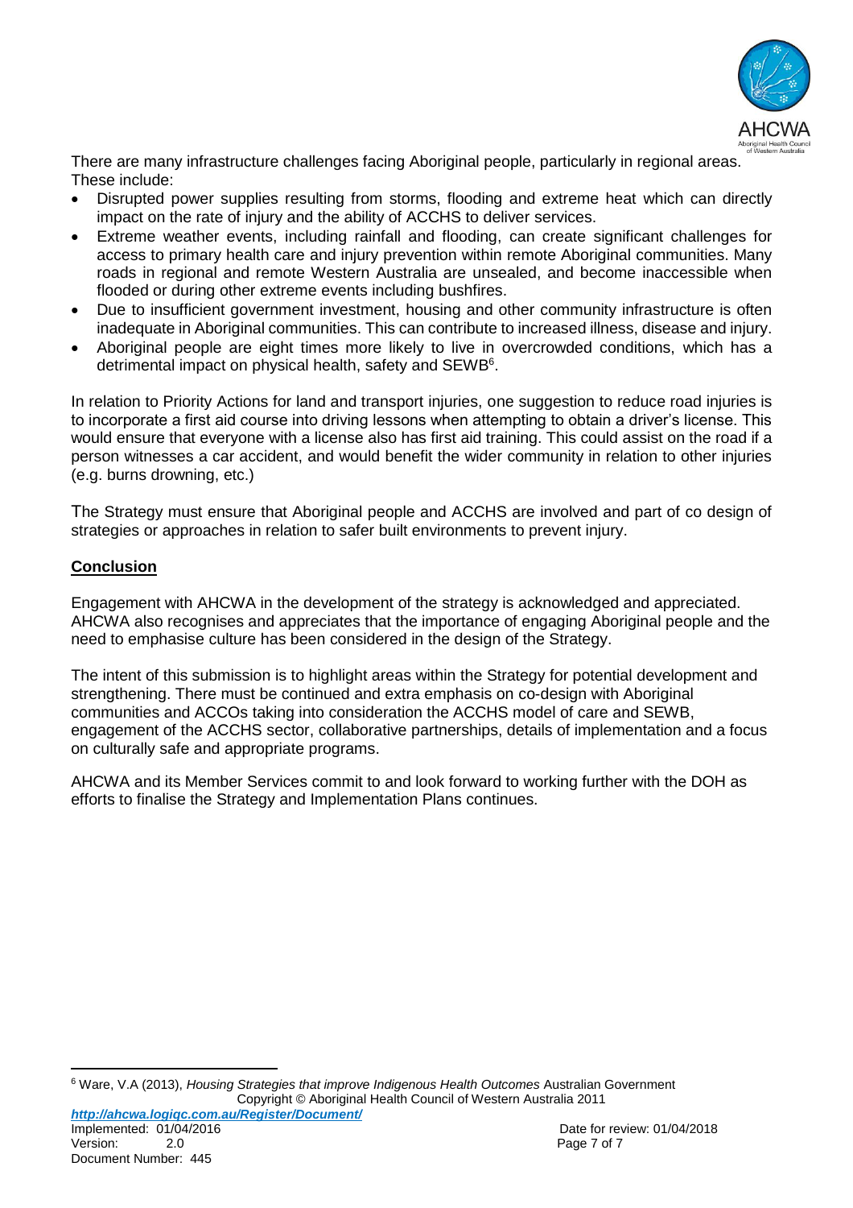There are many infrastructure challenges facing Aboriginal people, particularly in regional areas. These include:

- Disrupted power supplies resulting from storms, flooding and extreme heat which can directly impact on the rate of injury and the ability of ACCHS to deliver services.
- Extreme weather events, including rainfall and flooding, can create significant challenges for access to primary health care and injury prevention within remote Aboriginal communities. Many roads in regional and remote Western Australia are unsealed, and become inaccessible when flooded or during other extreme events including bushfires.
- Due to insufficient government investment, housing and other community infrastructure is often inadequate in Aboriginal communities. This can contribute to increased illness, disease and injury.
- Aboriginal people are eight times more likely to live in overcrowded conditions, which has a detrimental impact on physical health, safety and SEWB[6].

In relation to Priority Actions for land and transport injuries, one suggestion to reduce road injuries is to incorporate a first aid course into driving lessons when attempting to obtain a driver's license. This would ensure that everyone with a license also has first aid training. This could assist on the road if a person witnesses a car accident, and would benefit the wider community in relation to other injuries (e.g. burns drowning, etc.)

The Strategy must ensure that Aboriginal people and ACCHS are involved and part of co design of strategies or approaches in relation to safer built environments to prevent injury.

**Conclusion**

Engagement with AHCWA in the development of the strategy is acknowledged and appreciated. AHCWA also recognises and appreciates that the importance of engaging Aboriginal people and the need to emphasise culture has been considered in the design of the Strategy.

The intent of this submission is to highlight areas within the Strategy for potential development and strengthening. There must be continued and extra emphasis on co-design with Aboriginal communities and ACCOs taking into consideration the ACCHS model of care and SEWB, engagement of the ACCHS sector, collaborative partnerships, details of implementation and a focus on culturally safe and appropriate programs.

AHCWA and its Member Services commit to and look forward to working further with the DOH as efforts to finalise the Strategy and Implementation Plans continues.

[6] Ware, V.A (2013), *Housing Strategies that improve Indigenous Health Outcomes* Australian Government